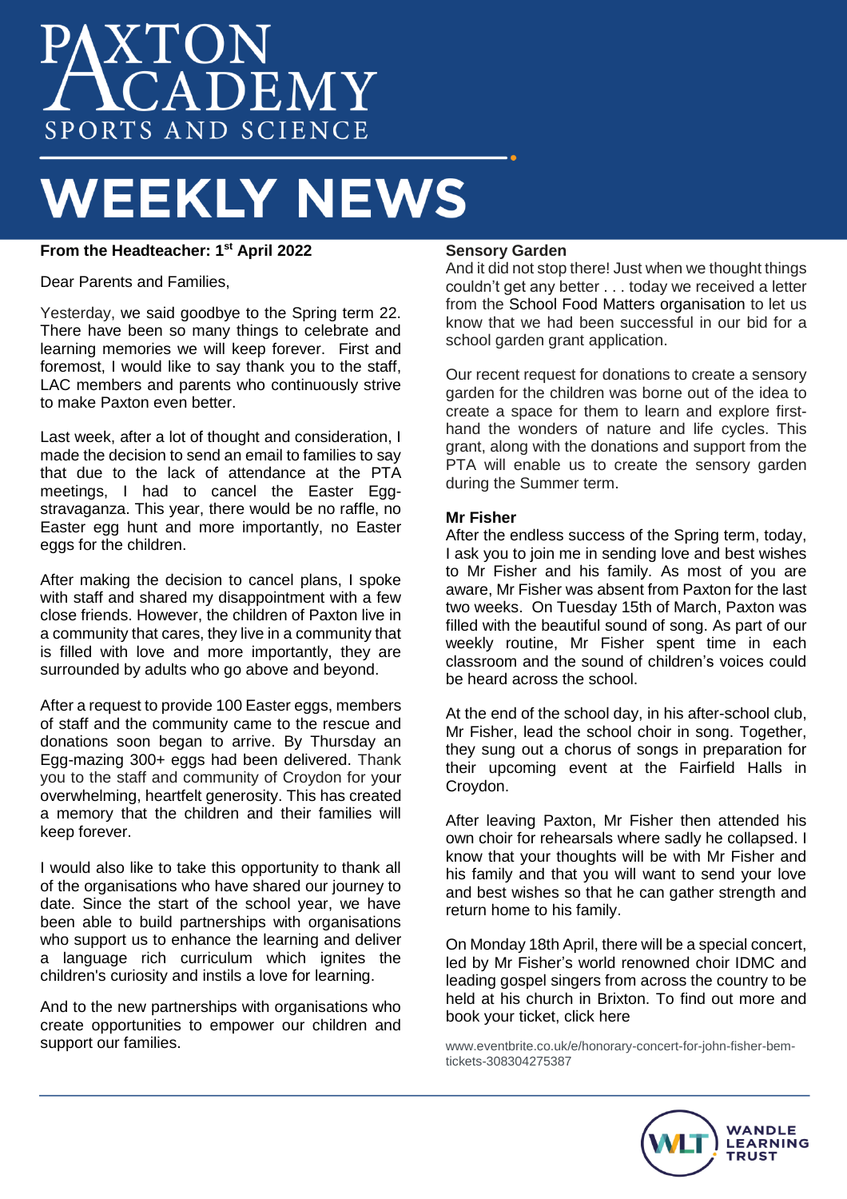# PAXTON ACADEMY

SPORTS AND SCIENCE

# WEEKLY NEWS

**From the Headteacher: 1st April 2022**

Dear Parents and Families,

Yesterday, we said goodbye to the Spring term 22. There have been so many things to celebrate and learning memories we will keep forever. First and foremost, I would like to say thank you to the staff, LAC members and parents who continuously strive to make Paxton even better.

Last week, after a lot of thought and consideration, I made the decision to send an email to families to say that due to the lack of attendance at the PTA meetings, I had to cancel the Easter Egg-stravaganza. This year, there would be no raffle, no Easter egg hunt and more importantly, no Easter eggs for the children.

After making the decision to cancel plans, I spoke with staff and shared my disappointment with a few close friends. However, the children of Paxton live in a community that cares, they live in a community that is filled with love and more importantly, they are surrounded by adults who go above and beyond.

After a request to provide 100 Easter eggs, members of staff and the community came to the rescue and donations soon began to arrive. By Thursday an Egg-mazing 300+ eggs had been delivered. Thank you to the staff and community of Croydon for your overwhelming, heartfelt generosity. This has created a memory that the children and their families will keep forever.

I would also like to take this opportunity to thank all of the organisations who have shared our journey to date. Since the start of the school year, we have been able to build partnerships with organisations who support us to enhance the learning and deliver a language rich curriculum which ignites the children's curiosity and instils a love for learning.

And to the new partnerships with organisations who create opportunities to empower our children and support our families.

**Sensory Garden**

And it did not stop there! Just when we thought things couldn't get any better . . . today we received a letter from the School Food Matters organisation to let us know that we had been successful in our bid for a school garden grant application.

Our recent request for donations to create a sensory garden for the children was borne out of the idea to create a space for them to learn and explore first-hand the wonders of nature and life cycles. This grant, along with the donations and support from the PTA will enable us to create the sensory garden during the Summer term.

**Mr Fisher**

After the endless success of the Spring term, today, I ask you to join me in sending love and best wishes to Mr Fisher and his family. As most of you are aware, Mr Fisher was absent from Paxton for the last two weeks. On Tuesday 15th of March, Paxton was filled with the beautiful sound of song. As part of our weekly routine, Mr Fisher spent time in each classroom and the sound of children's voices could be heard across the school.

At the end of the school day, in his after-school club, Mr Fisher, lead the school choir in song. Together, they sung out a chorus of songs in preparation for their upcoming event at the Fairfield Halls in Croydon.

After leaving Paxton, Mr Fisher then attended his own choir for rehearsals where sadly he collapsed. I know that your thoughts will be with Mr Fisher and his family and that you will want to send your love and best wishes so that he can gather strength and return home to his family.

On Monday 18th April, there will be a special concert, led by Mr Fisher's world renowned choir IDMC and leading gospel singers from across the country to be held at his church in Brixton. To find out more and book your ticket, click here

www.eventbrite.co.uk/e/honorary-concert-for-john-fisher-bem-tickets-308304275387

WANDLE LEARNING TRUST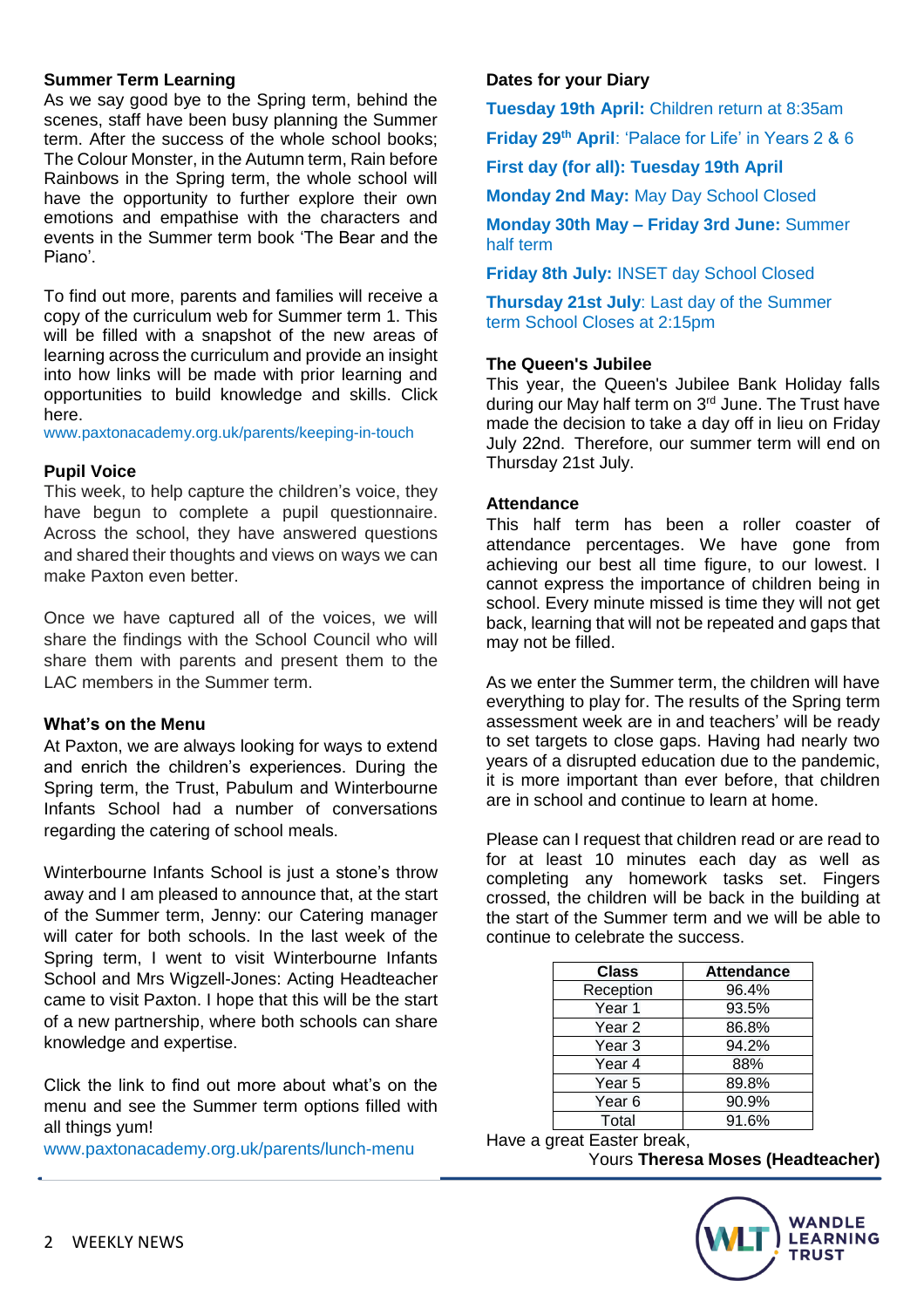### Summer Term Learning

As we say good bye to the Spring term, behind the scenes, staff have been busy planning the Summer term. After the success of the whole school books; The Colour Monster, in the Autumn term, Rain before Rainbows in the Spring term, the whole school will have the opportunity to further explore their own emotions and empathise with the characters and events in the Summer term book 'The Bear and the Piano'.

To find out more, parents and families will receive a copy of the curriculum web for Summer term 1. This will be filled with a snapshot of the new areas of learning across the curriculum and provide an insight into how links will be made with prior learning and opportunities to build knowledge and skills. Click here.

www.paxtonacademy.org.uk/parents/keeping-in-touch

### Pupil Voice

This week, to help capture the children's voice, they have begun to complete a pupil questionnaire. Across the school, they have answered questions and shared their thoughts and views on ways we can make Paxton even better.

Once we have captured all of the voices, we will share the findings with the School Council who will share them with parents and present them to the LAC members in the Summer term.

### What's on the Menu

At Paxton, we are always looking for ways to extend and enrich the children's experiences. During the Spring term, the Trust, Pabulum and Winterbourne Infants School had a number of conversations regarding the catering of school meals.

Winterbourne Infants School is just a stone's throw away and I am pleased to announce that, at the start of the Summer term, Jenny: our Catering manager will cater for both schools. In the last week of the Spring term, I went to visit Winterbourne Infants School and Mrs Wigzell-Jones: Acting Headteacher came to visit Paxton. I hope that this will be the start of a new partnership, where both schools can share knowledge and expertise.

Click the link to find out more about what's on the menu and see the Summer term options filled with all things yum!

www.paxtonacademy.org.uk/parents/lunch-menu

### Dates for your Diary

**Tuesday 19th April:** Children return at 8:35am

**Friday 29th April**: 'Palace for Life' in Years 2 & 6

**First day (for all): Tuesday 19th April**

**Monday 2nd May:** May Day School Closed

**Monday 30th May – Friday 3rd June:** Summer half term

**Friday 8th July:** INSET day School Closed

**Thursday 21st July**: Last day of the Summer term School Closes at 2:15pm

### The Queen's Jubilee

This year, the Queen's Jubilee Bank Holiday falls during our May half term on 3rd June. The Trust have made the decision to take a day off in lieu on Friday July 22nd. Therefore, our summer term will end on Thursday 21st July.

### Attendance

This half term has been a roller coaster of attendance percentages. We have gone from achieving our best all time figure, to our lowest. I cannot express the importance of children being in school. Every minute missed is time they will not get back, learning that will not be repeated and gaps that may not be filled.

As we enter the Summer term, the children will have everything to play for. The results of the Spring term assessment week are in and teachers' will be ready to set targets to close gaps. Having had nearly two years of a disrupted education due to the pandemic, it is more important than ever before, that children are in school and continue to learn at home.

Please can I request that children read or are read to for at least 10 minutes each day as well as completing any homework tasks set. Fingers crossed, the children will be back in the building at the start of the Summer term and we will be able to continue to celebrate the success.

| Class | Attendance |
|---|---|
| Reception | 96.4% |
| Year 1 | 93.5% |
| Year 2 | 86.8% |
| Year 3 | 94.2% |
| Year 4 | 88% |
| Year 5 | 89.8% |
| Year 6 | 90.9% |
| Total | 91.6% |

Have a great Easter break,

Yours **Theresa Moses (Headteacher)**